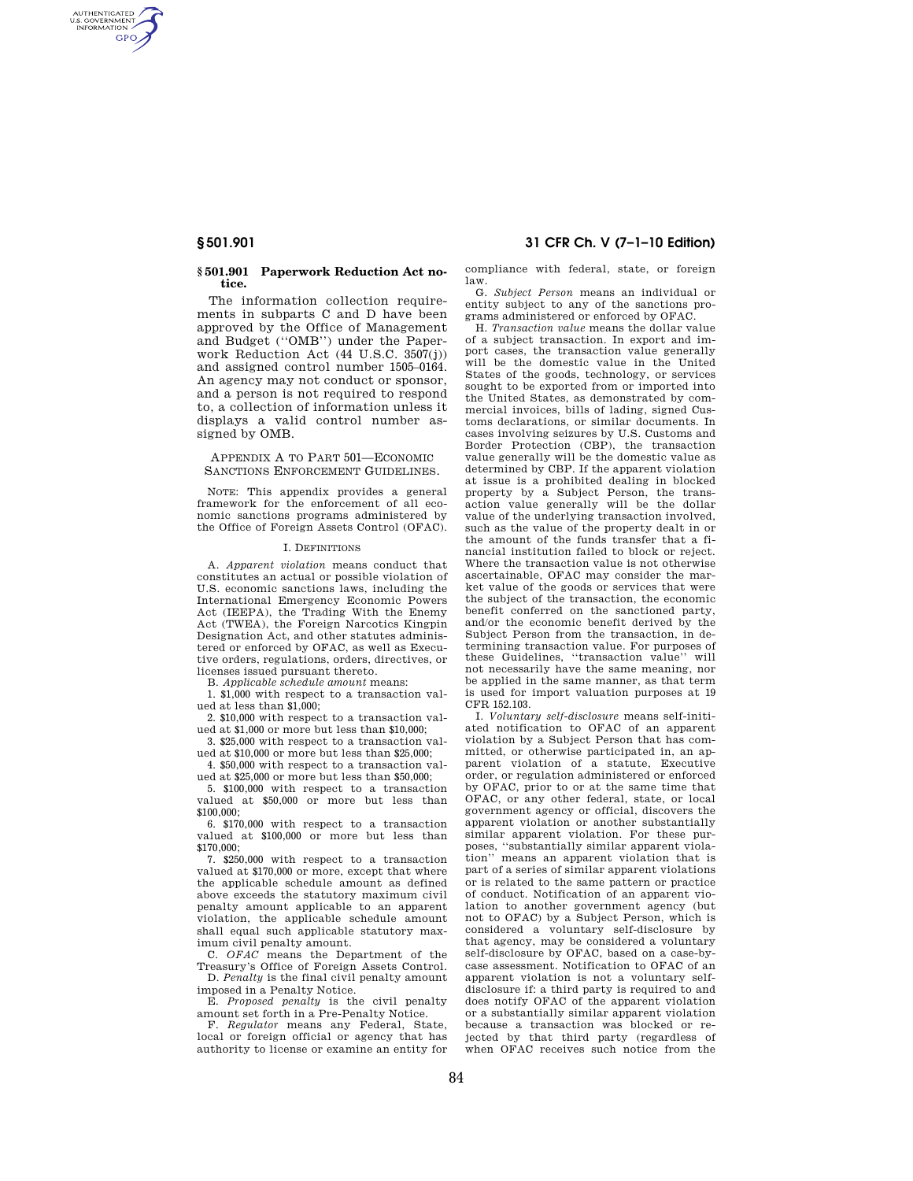### § 501.901 Paperwork Reduction Act notice.

The information collection requirements in subparts C and D have been approved by the Office of Management and Budget (''OMB'') under the Paperwork Reduction Act (44 U.S.C. 3507(j)) and assigned control number 1505–0164. An agency may not conduct or sponsor, and a person is not required to respond to, a collection of information unless it displays a valid control number assigned by OMB.

## APPENDIX A TO PART 501—ECONOMIC SANCTIONS ENFORCEMENT GUIDELINES.

NOTE: This appendix provides a general framework for the enforcement of all economic sanctions programs administered by the Office of Foreign Assets Control (OFAC).

### I. DEFINITIONS

A. *Apparent violation* means conduct that constitutes an actual or possible violation of U.S. economic sanctions laws, including the International Emergency Economic Powers Act (IEEPA), the Trading With the Enemy Act (TWEA), the Foreign Narcotics Kingpin Designation Act, and other statutes administered or enforced by OFAC, as well as Executive orders, regulations, orders, directives, or licenses issued pursuant thereto.

B. *Applicable schedule amount* means:

1. $1,000 with respect to a transaction valued at less than $1,000;

2. $10,000 with respect to a transaction valued at $1,000 or more but less than $10,000;

3. $25,000 with respect to a transaction valued at $10,000 or more but less than $25,000;

4. $50,000 with respect to a transaction valued at $25,000 or more but less than $50,000;

5. $100,000 with respect to a transaction valued at $50,000 or more but less than $100,000;

6. $170,000 with respect to a transaction valued at $100,000 or more but less than $170,000;

7. $250,000 with respect to a transaction valued at $170,000 or more, except that where the applicable schedule amount as defined above exceeds the statutory maximum civil penalty amount applicable to an apparent violation, the applicable schedule amount shall equal such applicable statutory maximum civil penalty amount.

C. *OFAC* means the Department of the Treasury's Office of Foreign Assets Control.

D. *Penalty* is the final civil penalty amount imposed in a Penalty Notice.

E. *Proposed penalty* is the civil penalty amount set forth in a Pre-Penalty Notice.

F. *Regulator* means any Federal, State, local or foreign official or agency that has authority to license or examine an entity for compliance with federal, state, or foreign law.

G. *Subject Person* means an individual or entity subject to any of the sanctions programs administered or enforced by OFAC.

H. *Transaction value* means the dollar value of a subject transaction. In export and import cases, the transaction value generally will be the domestic value in the United States of the goods, technology, or services sought to be exported from or imported into the United States, as demonstrated by commercial invoices, bills of lading, signed Customs declarations, or similar documents. In cases involving seizures by U.S. Customs and Border Protection (CBP), the transaction value generally will be the domestic value as determined by CBP. If the apparent violation at issue is a prohibited dealing in blocked property by a Subject Person, the transaction value generally will be the dollar value of the underlying transaction involved, such as the value of the property dealt in or the amount of the funds transfer that a financial institution failed to block or reject. Where the transaction value is not otherwise ascertainable, OFAC may consider the market value of the goods or services that were the subject of the transaction, the economic benefit conferred on the sanctioned party, and/or the economic benefit derived by the Subject Person from the transaction, in determining transaction value. For purposes of these Guidelines, ''transaction value'' will not necessarily have the same meaning, nor be applied in the same manner, as that term is used for import valuation purposes at 19 CFR 152.103.

I. *Voluntary self-disclosure* means self-initiated notification to OFAC of an apparent violation by a Subject Person that has committed, or otherwise participated in, an apparent violation of a statute, Executive order, or regulation administered or enforced by OFAC, prior to or at the same time that OFAC, or any other federal, state, or local government agency or official, discovers the apparent violation or another substantially similar apparent violation. For these purposes, ''substantially similar apparent violation'' means an apparent violation that is part of a series of similar apparent violations or is related to the same pattern or practice of conduct. Notification of an apparent violation to another government agency (but not to OFAC) by a Subject Person, which is considered a voluntary self-disclosure by that agency, may be considered a voluntary self-disclosure by OFAC, based on a case-by-case assessment. Notification to OFAC of an apparent violation is not a voluntary self-disclosure if: a third party is required to and does notify OFAC of the apparent violation or a substantially similar apparent violation because a transaction was blocked or rejected by that third party (regardless of when OFAC receives such notice from the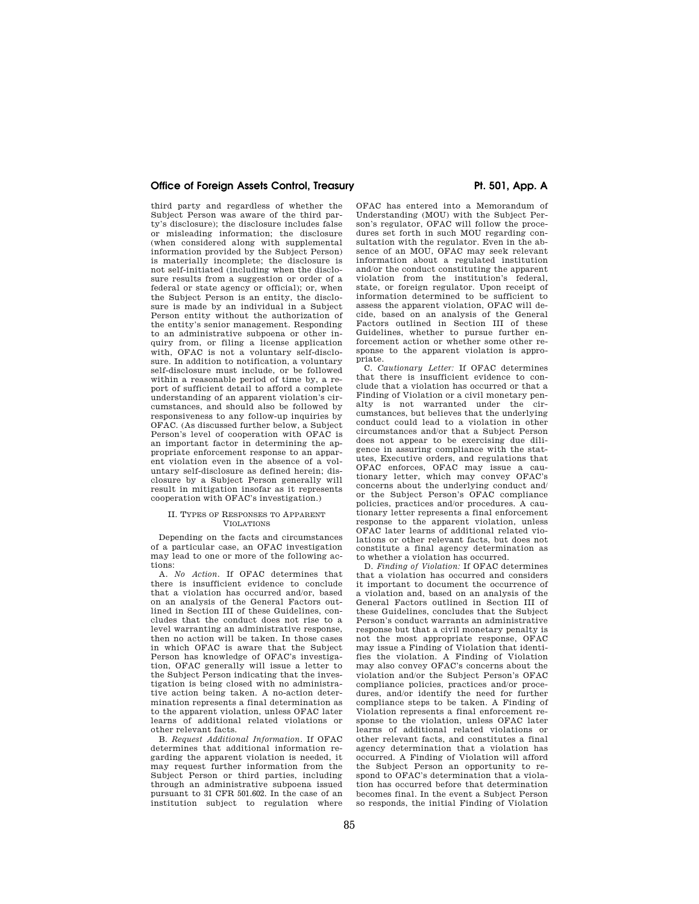third party and regardless of whether the Subject Person was aware of the third party's disclosure); the disclosure includes false or misleading information; the disclosure (when considered along with supplemental information provided by the Subject Person) is materially incomplete; the disclosure is not self-initiated (including when the disclosure results from a suggestion or order of a federal or state agency or official); or, when the Subject Person is an entity, the disclosure is made by an individual in a Subject Person entity without the authorization of the entity's senior management. Responding to an administrative subpoena or other inquiry from, or filing a license application with, OFAC is not a voluntary self-disclosure. In addition to notification, a voluntary self-disclosure must include, or be followed within a reasonable period of time by, a report of sufficient detail to afford a complete understanding of an apparent violation's circumstances, and should also be followed by responsiveness to any follow-up inquiries by OFAC. (As discussed further below, a Subject Person's level of cooperation with OFAC is an important factor in determining the appropriate enforcement response to an apparent violation even in the absence of a voluntary self-disclosure as defined herein; disclosure by a Subject Person generally will result in mitigation insofar as it represents cooperation with OFAC's investigation.)

## II. Types of Responses to Apparent Violations

Depending on the facts and circumstances of a particular case, an OFAC investigation may lead to one or more of the following actions:

A. *No Action.* If OFAC determines that there is insufficient evidence to conclude that a violation has occurred and/or, based on an analysis of the General Factors outlined in Section III of these Guidelines, concludes that the conduct does not rise to a level warranting an administrative response, then no action will be taken. In those cases in which OFAC is aware that the Subject Person has knowledge of OFAC's investigation, OFAC generally will issue a letter to the Subject Person indicating that the investigation is being closed with no administrative action being taken. A no-action determination represents a final determination as to the apparent violation, unless OFAC later learns of additional related violations or other relevant facts.

B. *Request Additional Information.* If OFAC determines that additional information regarding the apparent violation is needed, it may request further information from the Subject Person or third parties, including through an administrative subpoena issued pursuant to 31 CFR 501.602. In the case of an institution subject to regulation where OFAC has entered into a Memorandum of Understanding (MOU) with the Subject Person's regulator, OFAC will follow the procedures set forth in such MOU regarding consultation with the regulator. Even in the absence of an MOU, OFAC may seek relevant information about a regulated institution and/or the conduct constituting the apparent violation from the institution's federal, state, or foreign regulator. Upon receipt of information determined to be sufficient to assess the apparent violation, OFAC will decide, based on an analysis of the General Factors outlined in Section III of these Guidelines, whether to pursue further enforcement action or whether some other response to the apparent violation is appropriate.

C. *Cautionary Letter:* If OFAC determines that there is insufficient evidence to conclude that a violation has occurred or that a Finding of Violation or a civil monetary penalty is not warranted under the circumstances, but believes that the underlying conduct could lead to a violation in other circumstances and/or that a Subject Person does not appear to be exercising due diligence in assuring compliance with the statutes, Executive orders, and regulations that OFAC enforces, OFAC may issue a cautionary letter, which may convey OFAC's concerns about the underlying conduct and/or the Subject Person's OFAC compliance policies, practices and/or procedures. A cautionary letter represents a final enforcement response to the apparent violation, unless OFAC later learns of additional related violations or other relevant facts, but does not constitute a final agency determination as to whether a violation has occurred.

D. *Finding of Violation:* If OFAC determines that a violation has occurred and considers it important to document the occurrence of a violation and, based on an analysis of the General Factors outlined in Section III of these Guidelines, concludes that the Subject Person's conduct warrants an administrative response but that a civil monetary penalty is not the most appropriate response, OFAC may issue a Finding of Violation that identifies the violation. A Finding of Violation may also convey OFAC's concerns about the violation and/or the Subject Person's OFAC compliance policies, practices and/or procedures, and/or identify the need for further compliance steps to be taken. A Finding of Violation represents a final enforcement response to the violation, unless OFAC later learns of additional related violations or other relevant facts, and constitutes a final agency determination that a violation has occurred. A Finding of Violation will afford the Subject Person an opportunity to respond to OFAC's determination that a violation has occurred before that determination becomes final. In the event a Subject Person so responds, the initial Finding of Violation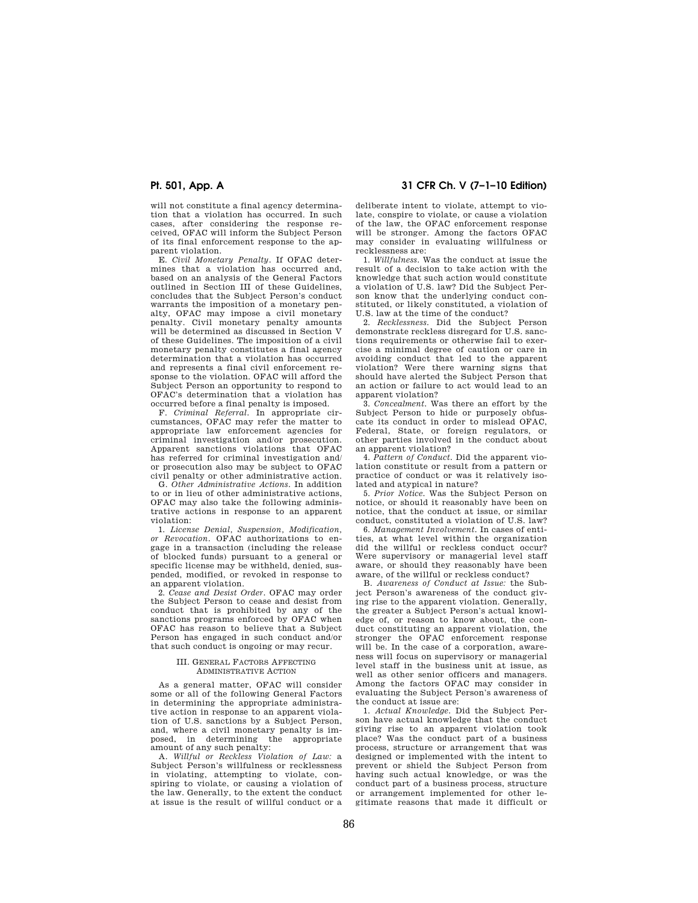will not constitute a final agency determination that a violation has occurred. In such cases, after considering the response received, OFAC will inform the Subject Person of its final enforcement response to the apparent violation.

E. *Civil Monetary Penalty*. If OFAC determines that a violation has occurred and, based on an analysis of the General Factors outlined in Section III of these Guidelines, concludes that the Subject Person's conduct warrants the imposition of a monetary penalty, OFAC may impose a civil monetary penalty. Civil monetary penalty amounts will be determined as discussed in Section V of these Guidelines. The imposition of a civil monetary penalty constitutes a final agency determination that a violation has occurred and represents a final civil enforcement response to the violation. OFAC will afford the Subject Person an opportunity to respond to OFAC's determination that a violation has occurred before a final penalty is imposed.

F. *Criminal Referral*. In appropriate circumstances, OFAC may refer the matter to appropriate law enforcement agencies for criminal investigation and/or prosecution. Apparent sanctions violations that OFAC has referred for criminal investigation and/or prosecution also may be subject to OFAC civil penalty or other administrative action.

G. *Other Administrative Actions*. In addition to or in lieu of other administrative actions, OFAC may also take the following administrative actions in response to an apparent violation:

1. *License Denial, Suspension, Modification, or Revocation*. OFAC authorizations to engage in a transaction (including the release of blocked funds) pursuant to a general or specific license may be withheld, denied, suspended, modified, or revoked in response to an apparent violation.

2. *Cease and Desist Order*. OFAC may order the Subject Person to cease and desist from conduct that is prohibited by any of the sanctions programs enforced by OFAC when OFAC has reason to believe that a Subject Person has engaged in such conduct and/or that such conduct is ongoing or may recur.

## III. General Factors Affecting Administrative Action

As a general matter, OFAC will consider some or all of the following General Factors in determining the appropriate administrative action in response to an apparent violation of U.S. sanctions by a Subject Person, and, where a civil monetary penalty is imposed, in determining the appropriate amount of any such penalty:

A. *Willful or Reckless Violation of Law:* a Subject Person's willfulness or recklessness in violating, attempting to violate, conspiring to violate, or causing a violation of the law. Generally, to the extent the conduct at issue is the result of willful conduct or a deliberate intent to violate, attempt to violate, conspire to violate, or cause a violation of the law, the OFAC enforcement response will be stronger. Among the factors OFAC may consider in evaluating willfulness or recklessness are:

1. *Willfulness*. Was the conduct at issue the result of a decision to take action with the knowledge that such action would constitute a violation of U.S. law? Did the Subject Person know that the underlying conduct constituted, or likely constituted, a violation of U.S. law at the time of the conduct?

2. *Recklessness*. Did the Subject Person demonstrate reckless disregard for U.S. sanctions requirements or otherwise fail to exercise a minimal degree of caution or care in avoiding conduct that led to the apparent violation? Were there warning signs that should have alerted the Subject Person that an action or failure to act would lead to an apparent violation?

3. *Concealment*. Was there an effort by the Subject Person to hide or purposely obfuscate its conduct in order to mislead OFAC, Federal, State, or foreign regulators, or other parties involved in the conduct about an apparent violation?

4. *Pattern of Conduct*. Did the apparent violation constitute or result from a pattern or practice of conduct or was it relatively isolated and atypical in nature?

5. *Prior Notice*. Was the Subject Person on notice, or should it reasonably have been on notice, that the conduct at issue, or similar conduct, constituted a violation of U.S. law?

6. *Management Involvement*. In cases of entities, at what level within the organization did the willful or reckless conduct occur? Were supervisory or managerial level staff aware, or should they reasonably have been aware, of the willful or reckless conduct?

B. *Awareness of Conduct at Issue:* the Subject Person's awareness of the conduct giving rise to the apparent violation. Generally, the greater a Subject Person's actual knowledge of, or reason to know about, the conduct constituting an apparent violation, the stronger the OFAC enforcement response will be. In the case of a corporation, awareness will focus on supervisory or managerial level staff in the business unit at issue, as well as other senior officers and managers. Among the factors OFAC may consider in evaluating the Subject Person's awareness of the conduct at issue are:

1. *Actual Knowledge*. Did the Subject Person have actual knowledge that the conduct giving rise to an apparent violation took place? Was the conduct part of a business process, structure or arrangement that was designed or implemented with the intent to prevent or shield the Subject Person from having such actual knowledge, or was the conduct part of a business process, structure or arrangement implemented for other legitimate reasons that made it difficult or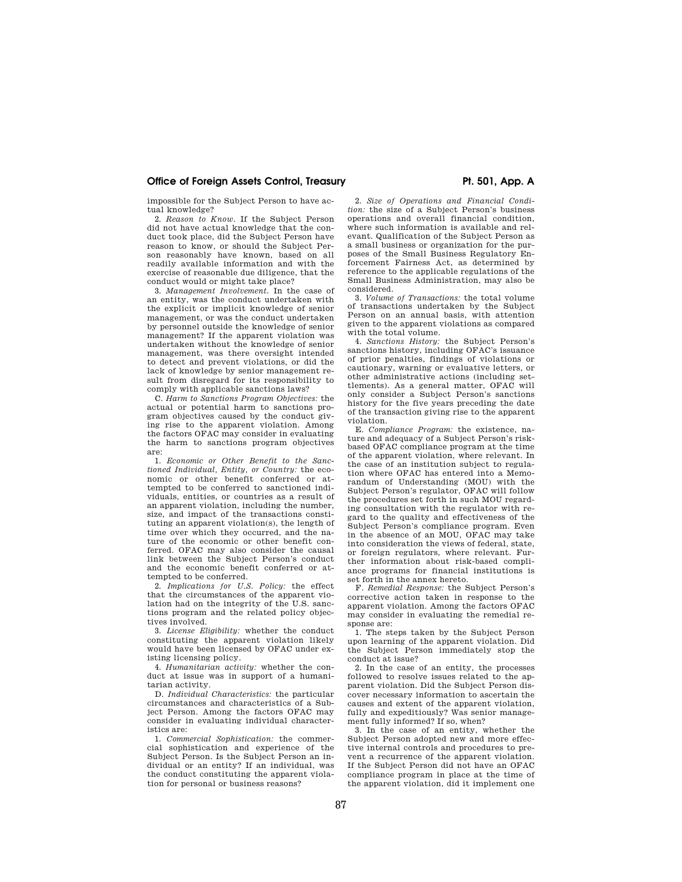impossible for the Subject Person to have actual knowledge?

2. *Reason to Know.* If the Subject Person did not have actual knowledge that the conduct took place, did the Subject Person have reason to know, or should the Subject Person reasonably have known, based on all readily available information and with the exercise of reasonable due diligence, that the conduct would or might take place?

3. *Management Involvement.* In the case of an entity, was the conduct undertaken with the explicit or implicit knowledge of senior management, or was the conduct undertaken by personnel outside the knowledge of senior management? If the apparent violation was undertaken without the knowledge of senior management, was there oversight intended to detect and prevent violations, or did the lack of knowledge by senior management result from disregard for its responsibility to comply with applicable sanctions laws?

C. *Harm to Sanctions Program Objectives:* the actual or potential harm to sanctions program objectives caused by the conduct giving rise to the apparent violation. Among the factors OFAC may consider in evaluating the harm to sanctions program objectives are:

1. *Economic or Other Benefit to the Sanctioned Individual, Entity, or Country:* the economic or other benefit conferred or attempted to be conferred to sanctioned individuals, entities, or countries as a result of an apparent violation, including the number, size, and impact of the transactions constituting an apparent violation(s), the length of time over which they occurred, and the nature of the economic or other benefit conferred. OFAC may also consider the causal link between the Subject Person's conduct and the economic benefit conferred or attempted to be conferred.

2. *Implications for U.S. Policy:* the effect that the circumstances of the apparent violation had on the integrity of the U.S. sanctions program and the related policy objectives involved.

3. *License Eligibility:* whether the conduct constituting the apparent violation likely would have been licensed by OFAC under existing licensing policy.

4. *Humanitarian activity:* whether the conduct at issue was in support of a humanitarian activity.

D. *Individual Characteristics:* the particular circumstances and characteristics of a Subject Person. Among the factors OFAC may consider in evaluating individual characteristics are:

1. *Commercial Sophistication:* the commercial sophistication and experience of the Subject Person. Is the Subject Person an individual or an entity? If an individual, was the conduct constituting the apparent violation for personal or business reasons?

2. *Size of Operations and Financial Condition:* the size of a Subject Person's business operations and overall financial condition, where such information is available and relevant. Qualification of the Subject Person as a small business or organization for the purposes of the Small Business Regulatory Enforcement Fairness Act, as determined by reference to the applicable regulations of the Small Business Administration, may also be considered.

3. *Volume of Transactions:* the total volume of transactions undertaken by the Subject Person on an annual basis, with attention given to the apparent violations as compared with the total volume.

4. *Sanctions History:* the Subject Person's sanctions history, including OFAC's issuance of prior penalties, findings of violations or cautionary, warning or evaluative letters, or other administrative actions (including settlements). As a general matter, OFAC will only consider a Subject Person's sanctions history for the five years preceding the date of the transaction giving rise to the apparent violation.

E. *Compliance Program:* the existence, nature and adequacy of a Subject Person's risk-based OFAC compliance program at the time of the apparent violation, where relevant. In the case of an institution subject to regulation where OFAC has entered into a Memorandum of Understanding (MOU) with the Subject Person's regulator, OFAC will follow the procedures set forth in such MOU regarding consultation with the regulator with regard to the quality and effectiveness of the Subject Person's compliance program. Even in the absence of an MOU, OFAC may take into consideration the views of federal, state, or foreign regulators, where relevant. Further information about risk-based compliance programs for financial institutions is set forth in the annex hereto.

F. *Remedial Response:* the Subject Person's corrective action taken in response to the apparent violation. Among the factors OFAC may consider in evaluating the remedial response are:

1. The steps taken by the Subject Person upon learning of the apparent violation. Did the Subject Person immediately stop the conduct at issue?

2. In the case of an entity, the processes followed to resolve issues related to the apparent violation. Did the Subject Person discover necessary information to ascertain the causes and extent of the apparent violation, fully and expeditiously? Was senior management fully informed? If so, when?

3. In the case of an entity, whether the Subject Person adopted new and more effective internal controls and procedures to prevent a recurrence of the apparent violation. If the Subject Person did not have an OFAC compliance program in place at the time of the apparent violation, did it implement one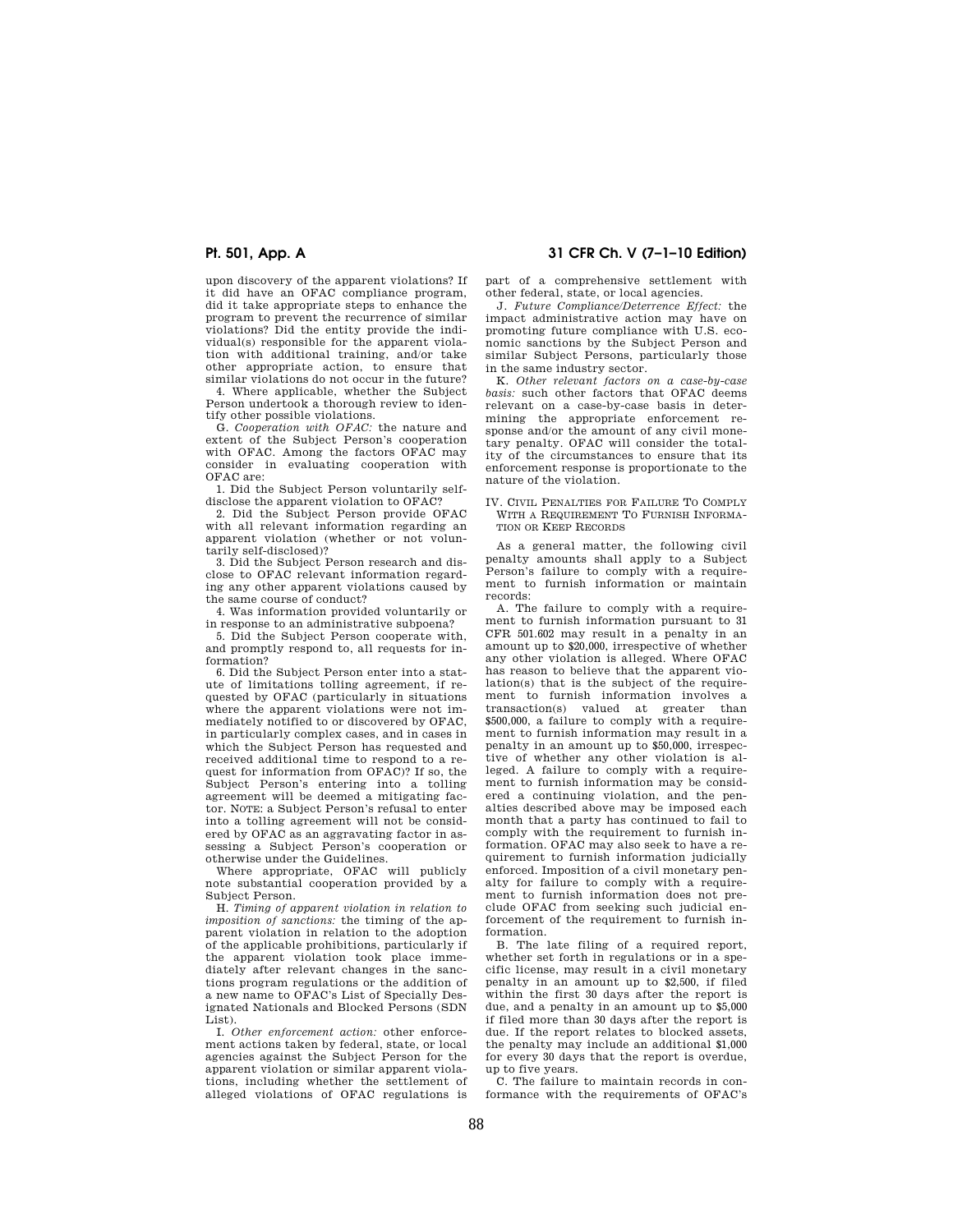upon discovery of the apparent violations? If it did have an OFAC compliance program, did it take appropriate steps to enhance the program to prevent the recurrence of similar violations? Did the entity provide the individual(s) responsible for the apparent violation with additional training, and/or take other appropriate action, to ensure that similar violations do not occur in the future?

4. Where applicable, whether the Subject Person undertook a thorough review to identify other possible violations.

G. *Cooperation with OFAC:* the nature and extent of the Subject Person's cooperation with OFAC. Among the factors OFAC may consider in evaluating cooperation with OFAC are:

1. Did the Subject Person voluntarily self-disclose the apparent violation to OFAC?

2. Did the Subject Person provide OFAC with all relevant information regarding an apparent violation (whether or not voluntarily self-disclosed)?

3. Did the Subject Person research and disclose to OFAC relevant information regarding any other apparent violations caused by the same course of conduct?

4. Was information provided voluntarily or in response to an administrative subpoena?

5. Did the Subject Person cooperate with, and promptly respond to, all requests for information?

6. Did the Subject Person enter into a statute of limitations tolling agreement, if requested by OFAC (particularly in situations where the apparent violations were not immediately notified to or discovered by OFAC, in particularly complex cases, and in cases in which the Subject Person has requested and received additional time to respond to a request for information from OFAC)? If so, the Subject Person's entering into a tolling agreement will be deemed a mitigating factor. NOTE: a Subject Person's refusal to enter into a tolling agreement will not be considered by OFAC as an aggravating factor in assessing a Subject Person's cooperation or otherwise under the Guidelines.

Where appropriate, OFAC will publicly note substantial cooperation provided by a Subject Person.

H. *Timing of apparent violation in relation to imposition of sanctions:* the timing of the apparent violation in relation to the adoption of the applicable prohibitions, particularly if the apparent violation took place immediately after relevant changes in the sanctions program regulations or the addition of a new name to OFAC's List of Specially Designated Nationals and Blocked Persons (SDN List).

I. *Other enforcement action:* other enforcement actions taken by federal, state, or local agencies against the Subject Person for the apparent violation or similar apparent violations, including whether the settlement of alleged violations of OFAC regulations is part of a comprehensive settlement with other federal, state, or local agencies.

J. *Future Compliance/Deterrence Effect:* the impact administrative action may have on promoting future compliance with U.S. economic sanctions by the Subject Person and similar Subject Persons, particularly those in the same industry sector.

K. *Other relevant factors on a case-by-case basis:* such other factors that OFAC deems relevant on a case-by-case basis in determining the appropriate enforcement response and/or the amount of any civil monetary penalty. OFAC will consider the totality of the circumstances to ensure that its enforcement response is proportionate to the nature of the violation.

## IV. CIVIL PENALTIES FOR FAILURE TO COMPLY WITH A REQUIREMENT TO FURNISH INFORMATION OR KEEP RECORDS

As a general matter, the following civil penalty amounts shall apply to a Subject Person's failure to comply with a requirement to furnish information or maintain records:

A. The failure to comply with a requirement to furnish information pursuant to 31 CFR 501.602 may result in a penalty in an amount up to $20,000, irrespective of whether any other violation is alleged. Where OFAC has reason to believe that the apparent violation(s) that is the subject of the requirement to furnish information involves a transaction(s) valued at greater than $500,000, a failure to comply with a requirement to furnish information may result in a penalty in an amount up to $50,000, irrespective of whether any other violation is alleged. A failure to comply with a requirement to furnish information may be considered a continuing violation, and the penalties described above may be imposed each month that a party has continued to fail to comply with the requirement to furnish information. OFAC may also seek to have a requirement to furnish information judicially enforced. Imposition of a civil monetary penalty for failure to comply with a requirement to furnish information does not preclude OFAC from seeking such judicial enforcement of the requirement to furnish information.

B. The late filing of a required report, whether set forth in regulations or in a specific license, may result in a civil monetary penalty in an amount up to $2,500, if filed within the first 30 days after the report is due, and a penalty in an amount up to $5,000 if filed more than 30 days after the report is due. If the report relates to blocked assets, the penalty may include an additional $1,000 for every 30 days that the report is overdue, up to five years.

C. The failure to maintain records in conformance with the requirements of OFAC's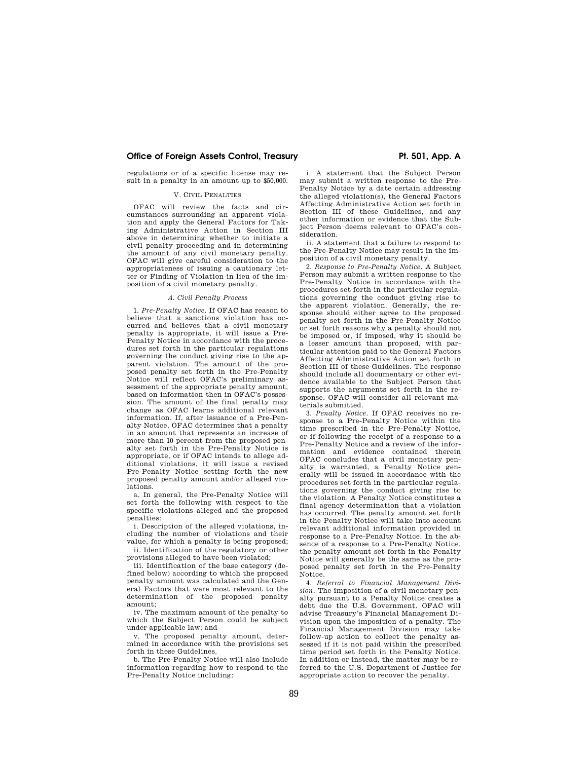regulations or of a specific license may result in a penalty in an amount up to $50,000.

## V. CIVIL PENALTIES

OFAC will review the facts and circumstances surrounding an apparent violation and apply the General Factors for Taking Administrative Action in Section III above in determining whether to initiate a civil penalty proceeding and in determining the amount of any civil monetary penalty. OFAC will give careful consideration to the appropriateness of issuing a cautionary letter or Finding of Violation in lieu of the imposition of a civil monetary penalty.

### *A. Civil Penalty Process*

1. *Pre-Penalty Notice.* If OFAC has reason to believe that a sanctions violation has occurred and believes that a civil monetary penalty is appropriate, it will issue a Pre-Penalty Notice in accordance with the procedures set forth in the particular regulations governing the conduct giving rise to the apparent violation. The amount of the proposed penalty set forth in the Pre-Penalty Notice will reflect OFAC's preliminary assessment of the appropriate penalty amount, based on information then in OFAC's possession. The amount of the final penalty may change as OFAC learns additional relevant information. If, after issuance of a Pre-Penalty Notice, OFAC determines that a penalty in an amount that represents an increase of more than 10 percent from the proposed penalty set forth in the Pre-Penalty Notice is appropriate, or if OFAC intends to allege additional violations, it will issue a revised Pre-Penalty Notice setting forth the new proposed penalty amount and/or alleged violations.

a. In general, the Pre-Penalty Notice will set forth the following with respect to the specific violations alleged and the proposed penalties:

i. Description of the alleged violations, including the number of violations and their value, for which a penalty is being proposed;

ii. Identification of the regulatory or other provisions alleged to have been violated;

iii. Identification of the base category (defined below) according to which the proposed penalty amount was calculated and the General Factors that were most relevant to the determination of the proposed penalty amount;

iv. The maximum amount of the penalty to which the Subject Person could be subject under applicable law; and

v. The proposed penalty amount, determined in accordance with the provisions set forth in these Guidelines.

b. The Pre-Penalty Notice will also include information regarding how to respond to the Pre-Penalty Notice including:

i. A statement that the Subject Person may submit a written response to the Pre-Penalty Notice by a date certain addressing the alleged violation(s), the General Factors Affecting Administrative Action set forth in Section III of these Guidelines, and any other information or evidence that the Subject Person deems relevant to OFAC's consideration.

ii. A statement that a failure to respond to the Pre-Penalty Notice may result in the imposition of a civil monetary penalty.

2. *Response to Pre-Penalty Notice.* A Subject Person may submit a written response to the Pre-Penalty Notice in accordance with the procedures set forth in the particular regulations governing the conduct giving rise to the apparent violation. Generally, the response should either agree to the proposed penalty set forth in the Pre-Penalty Notice or set forth reasons why a penalty should not be imposed or, if imposed, why it should be a lesser amount than proposed, with particular attention paid to the General Factors Affecting Administrative Action set forth in Section III of these Guidelines. The response should include all documentary or other evidence available to the Subject Person that supports the arguments set forth in the response. OFAC will consider all relevant materials submitted.

3. *Penalty Notice.* If OFAC receives no response to a Pre-Penalty Notice within the time prescribed in the Pre-Penalty Notice, or if following the receipt of a response to a Pre-Penalty Notice and a review of the information and evidence contained therein OFAC concludes that a civil monetary penalty is warranted, a Penalty Notice generally will be issued in accordance with the procedures set forth in the particular regulations governing the conduct giving rise to the violation. A Penalty Notice constitutes a final agency determination that a violation has occurred. The penalty amount set forth in the Penalty Notice will take into account relevant additional information provided in response to a Pre-Penalty Notice. In the absence of a response to a Pre-Penalty Notice, the penalty amount set forth in the Penalty Notice will generally be the same as the proposed penalty set forth in the Pre-Penalty Notice.

4. *Referral to Financial Management Division.* The imposition of a civil monetary penalty pursuant to a Penalty Notice creates a debt due the U.S. Government. OFAC will advise Treasury's Financial Management Division upon the imposition of a penalty. The Financial Management Division may take follow-up action to collect the penalty assessed if it is not paid within the prescribed time period set forth in the Penalty Notice. In addition or instead, the matter may be referred to the U.S. Department of Justice for appropriate action to recover the penalty.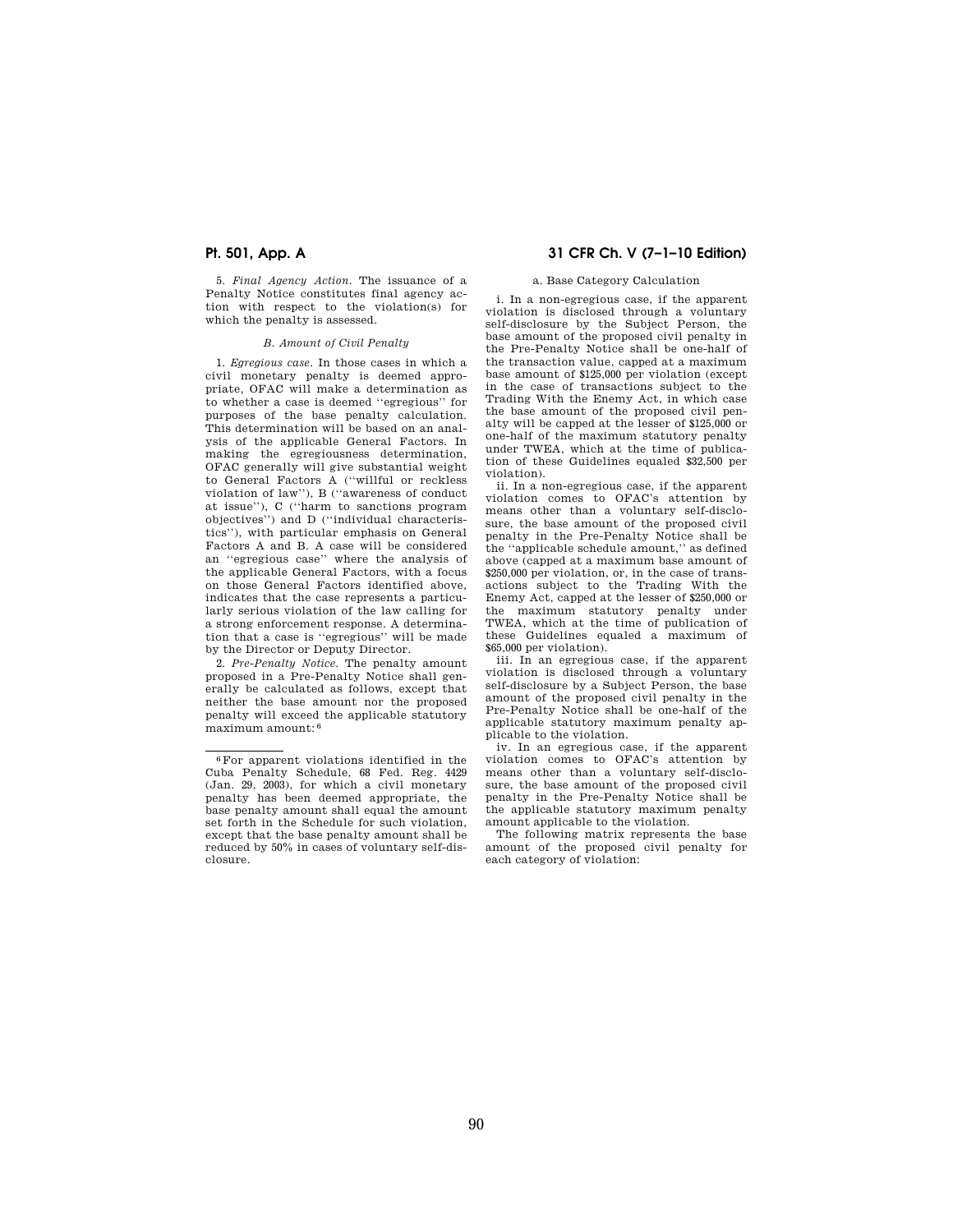5. *Final Agency Action.* The issuance of a Penalty Notice constitutes final agency action with respect to the violation(s) for which the penalty is assessed.

### *B. Amount of Civil Penalty*

1. *Egregious case.* In those cases in which a civil monetary penalty is deemed appropriate, OFAC will make a determination as to whether a case is deemed ''egregious'' for purposes of the base penalty calculation. This determination will be based on an analysis of the applicable General Factors. In making the egregiousness determination, OFAC generally will give substantial weight to General Factors A (''willful or reckless violation of law''), B (''awareness of conduct at issue''), C (''harm to sanctions program objectives'') and D (''individual characteristics''), with particular emphasis on General Factors A and B. A case will be considered an ''egregious case'' where the analysis of the applicable General Factors, with a focus on those General Factors identified above, indicates that the case represents a particularly serious violation of the law calling for a strong enforcement response. A determination that a case is ''egregious'' will be made by the Director or Deputy Director.

2. *Pre-Penalty Notice.* The penalty amount proposed in a Pre-Penalty Notice shall generally be calculated as follows, except that neither the base amount nor the proposed penalty will exceed the applicable statutory maximum amount: [6]

a. Base Category Calculation

i. In a non-egregious case, if the apparent violation is disclosed through a voluntary self-disclosure by the Subject Person, the base amount of the proposed civil penalty in the Pre-Penalty Notice shall be one-half of the transaction value, capped at a maximum base amount of $125,000 per violation (except in the case of transactions subject to the Trading With the Enemy Act, in which case the base amount of the proposed civil penalty will be capped at the lesser of $125,000 or one-half of the maximum statutory penalty under TWEA, which at the time of publication of these Guidelines equaled $32,500 per violation).

ii. In a non-egregious case, if the apparent violation comes to OFAC's attention by means other than a voluntary self-disclosure, the base amount of the proposed civil penalty in the Pre-Penalty Notice shall be the ''applicable schedule amount,'' as defined above (capped at a maximum base amount of $250,000 per violation, or, in the case of transactions subject to the Trading With the Enemy Act, capped at the lesser of $250,000 or the maximum statutory penalty under TWEA, which at the time of publication of these Guidelines equaled a maximum of $65,000 per violation).

iii. In an egregious case, if the apparent violation is disclosed through a voluntary self-disclosure by a Subject Person, the base amount of the proposed civil penalty in the Pre-Penalty Notice shall be one-half of the applicable statutory maximum penalty applicable to the violation.

iv. In an egregious case, if the apparent violation comes to OFAC's attention by means other than a voluntary self-disclosure, the base amount of the proposed civil penalty in the Pre-Penalty Notice shall be the applicable statutory maximum penalty amount applicable to the violation.

The following matrix represents the base amount of the proposed civil penalty for each category of violation:

---

[6] For apparent violations identified in the Cuba Penalty Schedule, 68 Fed. Reg. 4429 (Jan. 29, 2003), for which a civil monetary penalty has been deemed appropriate, the base penalty amount shall equal the amount set forth in the Schedule for such violation, except that the base penalty amount shall be reduced by 50% in cases of voluntary self-disclosure.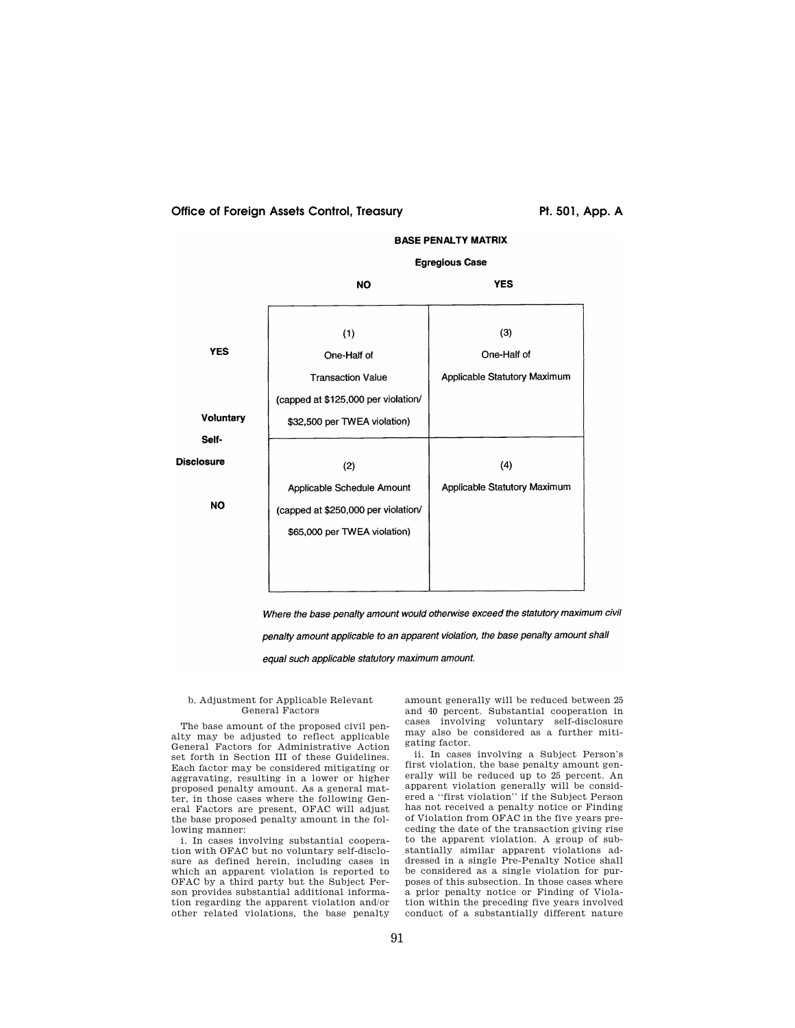**BASE PENALTY MATRIX**

| | | Egregious Case | |
|---|---|---|---|
| | | **NO** | **YES** |
| **Voluntary Self-Disclosure** | **YES** | (1) One-Half of Transaction Value (capped at $125,000 per violation/ $32,500 per TWEA violation) | (3) One-Half of Applicable Statutory Maximum |
| | **NO** | (2) Applicable Schedule Amount (capped at $250,000 per violation/ $65,000 per TWEA violation) | (4) Applicable Statutory Maximum |

*Where the base penalty amount would otherwise exceed the statutory maximum civil penalty amount applicable to an apparent violation, the base penalty amount shall equal such applicable statutory maximum amount.*

b. Adjustment for Applicable Relevant General Factors

The base amount of the proposed civil penalty may be adjusted to reflect applicable General Factors for Administrative Action set forth in Section III of these Guidelines. Each factor may be considered mitigating or aggravating, resulting in a lower or higher proposed penalty amount. As a general matter, in those cases where the following General Factors are present, OFAC will adjust the base proposed penalty amount in the following manner:

i. In cases involving substantial cooperation with OFAC but no voluntary self-disclosure as defined herein, including cases in which an apparent violation is reported to OFAC by a third party but the Subject Person provides substantial additional information regarding the apparent violation and/or other related violations, the base penalty amount generally will be reduced between 25 and 40 percent. Substantial cooperation in cases involving voluntary self-disclosure may also be considered as a further mitigating factor.

ii. In cases involving a Subject Person's first violation, the base penalty amount generally will be reduced up to 25 percent. An apparent violation generally will be considered a "first violation" if the Subject Person has not received a penalty notice or Finding of Violation from OFAC in the five years preceding the date of the transaction giving rise to the apparent violation. A group of substantially similar apparent violations addressed in a single Pre-Penalty Notice shall be considered as a single violation for purposes of this subsection. In those cases where a prior penalty notice or Finding of Violation within the preceding five years involved conduct of a substantially different nature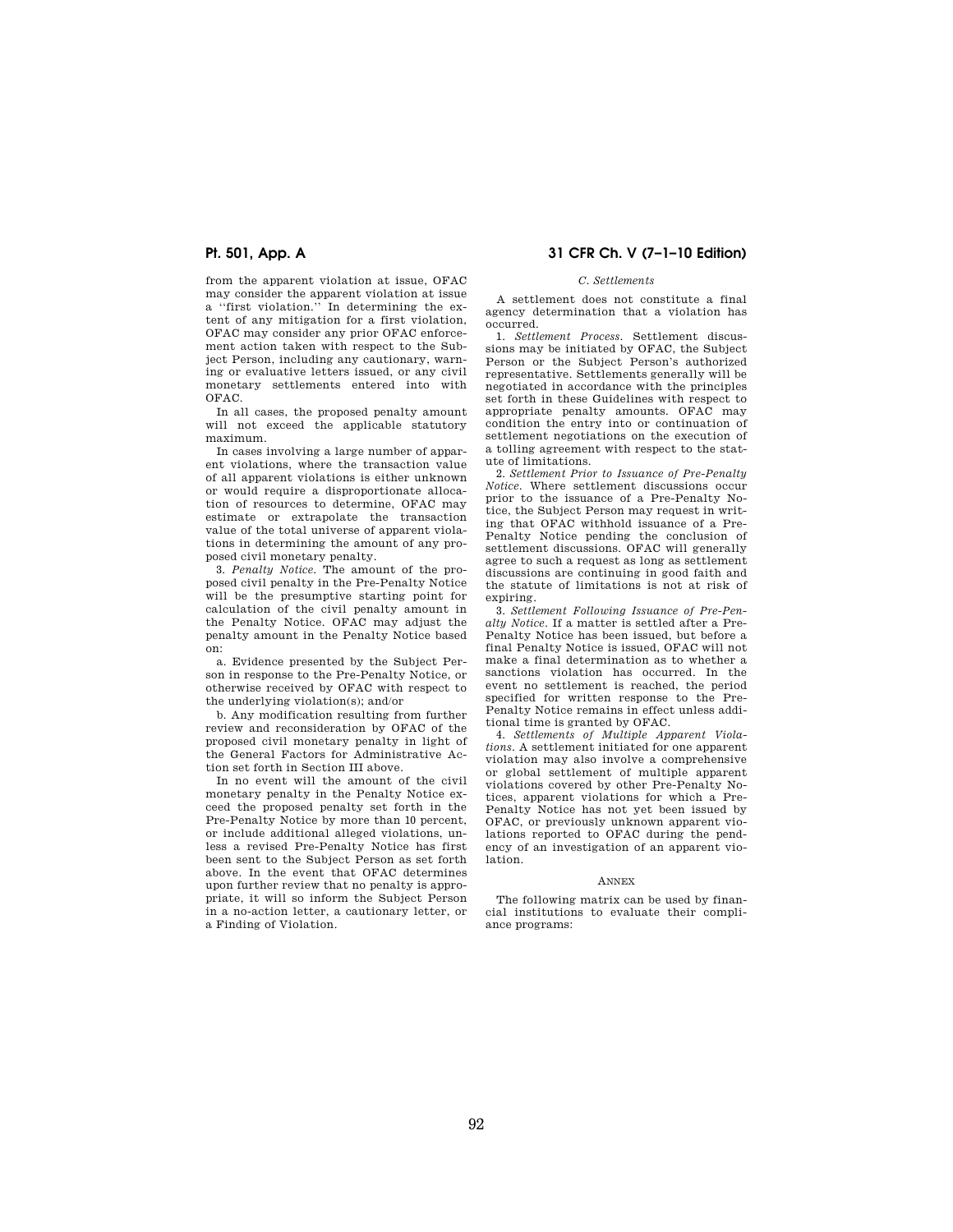from the apparent violation at issue, OFAC may consider the apparent violation at issue a ''first violation.'' In determining the extent of any mitigation for a first violation, OFAC may consider any prior OFAC enforcement action taken with respect to the Subject Person, including any cautionary, warning or evaluative letters issued, or any civil monetary settlements entered into with OFAC.

In all cases, the proposed penalty amount will not exceed the applicable statutory maximum.

In cases involving a large number of apparent violations, where the transaction value of all apparent violations is either unknown or would require a disproportionate allocation of resources to determine, OFAC may estimate or extrapolate the transaction value of the total universe of apparent violations in determining the amount of any proposed civil monetary penalty.

3. *Penalty Notice.* The amount of the proposed civil penalty in the Pre-Penalty Notice will be the presumptive starting point for calculation of the civil penalty amount in the Penalty Notice. OFAC may adjust the penalty amount in the Penalty Notice based on:

a. Evidence presented by the Subject Person in response to the Pre-Penalty Notice, or otherwise received by OFAC with respect to the underlying violation(s); and/or

b. Any modification resulting from further review and reconsideration by OFAC of the proposed civil monetary penalty in light of the General Factors for Administrative Action set forth in Section III above.

In no event will the amount of the civil monetary penalty in the Penalty Notice exceed the proposed penalty set forth in the Pre-Penalty Notice by more than 10 percent, or include additional alleged violations, unless a revised Pre-Penalty Notice has first been sent to the Subject Person as set forth above. In the event that OFAC determines upon further review that no penalty is appropriate, it will so inform the Subject Person in a no-action letter, a cautionary letter, or a Finding of Violation.

*C. Settlements*

A settlement does not constitute a final agency determination that a violation has occurred.

1. *Settlement Process.* Settlement discussions may be initiated by OFAC, the Subject Person or the Subject Person's authorized representative. Settlements generally will be negotiated in accordance with the principles set forth in these Guidelines with respect to appropriate penalty amounts. OFAC may condition the entry into or continuation of settlement negotiations on the execution of a tolling agreement with respect to the statute of limitations.

2. *Settlement Prior to Issuance of Pre-Penalty Notice.* Where settlement discussions occur prior to the issuance of a Pre-Penalty Notice, the Subject Person may request in writing that OFAC withhold issuance of a Pre-Penalty Notice pending the conclusion of settlement discussions. OFAC will generally agree to such a request as long as settlement discussions are continuing in good faith and the statute of limitations is not at risk of expiring.

3. *Settlement Following Issuance of Pre-Penalty Notice.* If a matter is settled after a Pre-Penalty Notice has been issued, but before a final Penalty Notice is issued, OFAC will not make a final determination as to whether a sanctions violation has occurred. In the event no settlement is reached, the period specified for written response to the Pre-Penalty Notice remains in effect unless additional time is granted by OFAC.

4. *Settlements of Multiple Apparent Violations.* A settlement initiated for one apparent violation may also involve a comprehensive or global settlement of multiple apparent violations covered by other Pre-Penalty Notices, apparent violations for which a Pre-Penalty Notice has not yet been issued by OFAC, or previously unknown apparent violations reported to OFAC during the pendency of an investigation of an apparent violation.

ANNEX

The following matrix can be used by financial institutions to evaluate their compliance programs: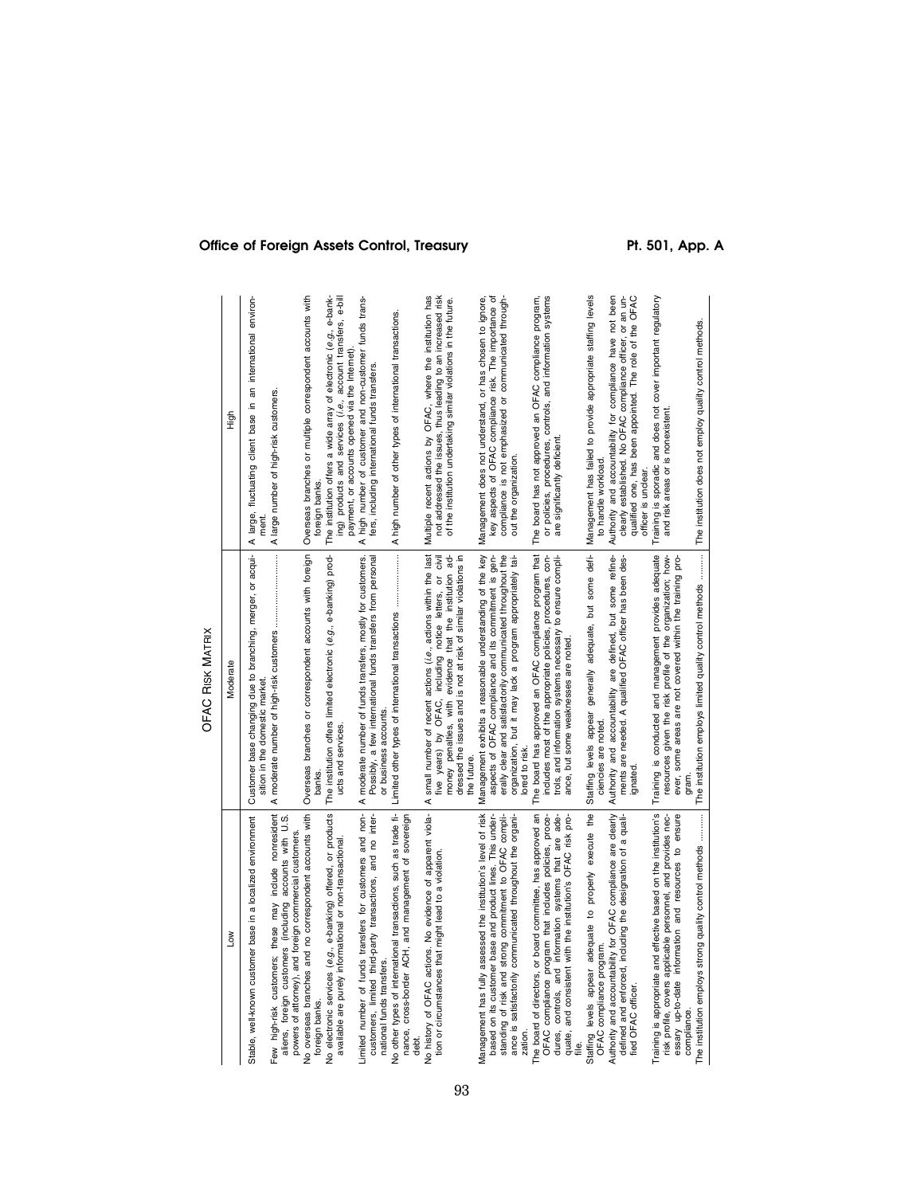# OFAC Risk Matrix

| Low | Moderate | High |
|---|---|---|
| Stable, well-known customer base in a localized environment. | Customer base changing due to branching, merger, or acquisition in the domestic market. | A large, fluctuating client base in an international environment. |
| Few high-risk customers; these may include nonresident aliens, foreign customers (including accounts with U.S. powers of attorney), and foreign commercial customers. | A moderate number of high-risk customers ........................ | A large number of high-risk customers. |
| No overseas branches and no correspondent accounts with foreign banks. | Overseas branches or correspondent accounts with foreign banks. | Overseas branches or multiple correspondent accounts with foreign banks. |
| No electronic services (*e.g.*, e-banking) offered, or products available are purely informational or non-transactional. | The institution offers limited electronic (*e.g.*, e-banking) products and services. | The institution offers a wide array of electronic (*e.g.*, e-banking) products and services (*i.e.*, account transfers, e-bill payment, or accounts opened via the Internet). |
| Limited number of funds transfers for customers and non-customers, limited third-party transactions, and no international funds transfers. | A moderate number of funds transfers, mostly for customers. Possibly, a few international funds transfers from personal or business accounts. | A high number of customer and non-customer funds transfers, including international funds transfers. |
| No other types of international transactions, such as trade finance, cross-border ACH, and management of sovereign debt. | Limited other types of international transactions .................. | A high number of other types of international transactions. |
| No history of OFAC actions. No evidence of apparent violation or circumstances that might lead to a violation. | A small number of recent actions (*i.e.*, actions within the last five years) by OFAC, including notice letters, or civil money penalties, with evidence that the institution addressed the issues and is not at risk of similar violations in the future. | Multiple recent actions by OFAC, where the institution has not addressed the issues, thus leading to an increased risk of the institution undertaking similar violations in the future. |
| Management has fully assessed the institution's level of risk based on its customer base and product lines. This understanding of risk and strong commitment to OFAC compliance is satisfactorily communicated throughout the organization. | Management exhibits a reasonable understanding of the key aspects of OFAC compliance and its commitment is generally clear and satisfactorily communicated throughout the organization, but it may lack a program appropriately tailored to risk. | Management does not understand, or has chosen to ignore, key aspects of OFAC compliance risk. The importance of compliance is not emphasized or communicated throughout the organization. |
| The board of directors, or board committee, has approved an OFAC compliance program that includes policies, procedures, controls, and information systems that are adequate, and consistent with the institution's OFAC risk profile. | The board has approved an OFAC compliance program that includes most of the appropriate policies, procedures, controls, and information systems necessary to ensure compliance, but some weaknesses are noted. | The board has not approved an OFAC compliance program, or policies, procedures, controls, and information systems are significantly deficient. |
| Staffing levels appear adequate to properly execute the OFAC compliance program. | Staffing levels appear generally adequate, but some deficiencies are noted. | Management has failed to provide appropriate staffing levels to handle workload. |
| Authority and accountability for OFAC compliance are clearly defined and enforced, including the designation of a qualified OFAC officer. | Authority and accountability are defined, but some refinements are needed. A qualified OFAC officer has been designated. | Authority and accountability for compliance have not been clearly established. No OFAC compliance officer, or an unqualified one, has been appointed. The role of the OFAC officer is unclear. |
| Training is appropriate and effective based on the institution's risk profile, covers applicable personnel, and provides necessary up-to-date information and resources to ensure compliance. | Training is conducted and management provides adequate resources given the risk profile of the organization; however, some areas are not covered within the training program. | Training is sporadic and does not cover important regulatory and risk areas or is nonexistent. |
| The institution employs strong quality control methods .......... | The institution employs limited quality control methods ......... | The institution does not employ quality control methods. |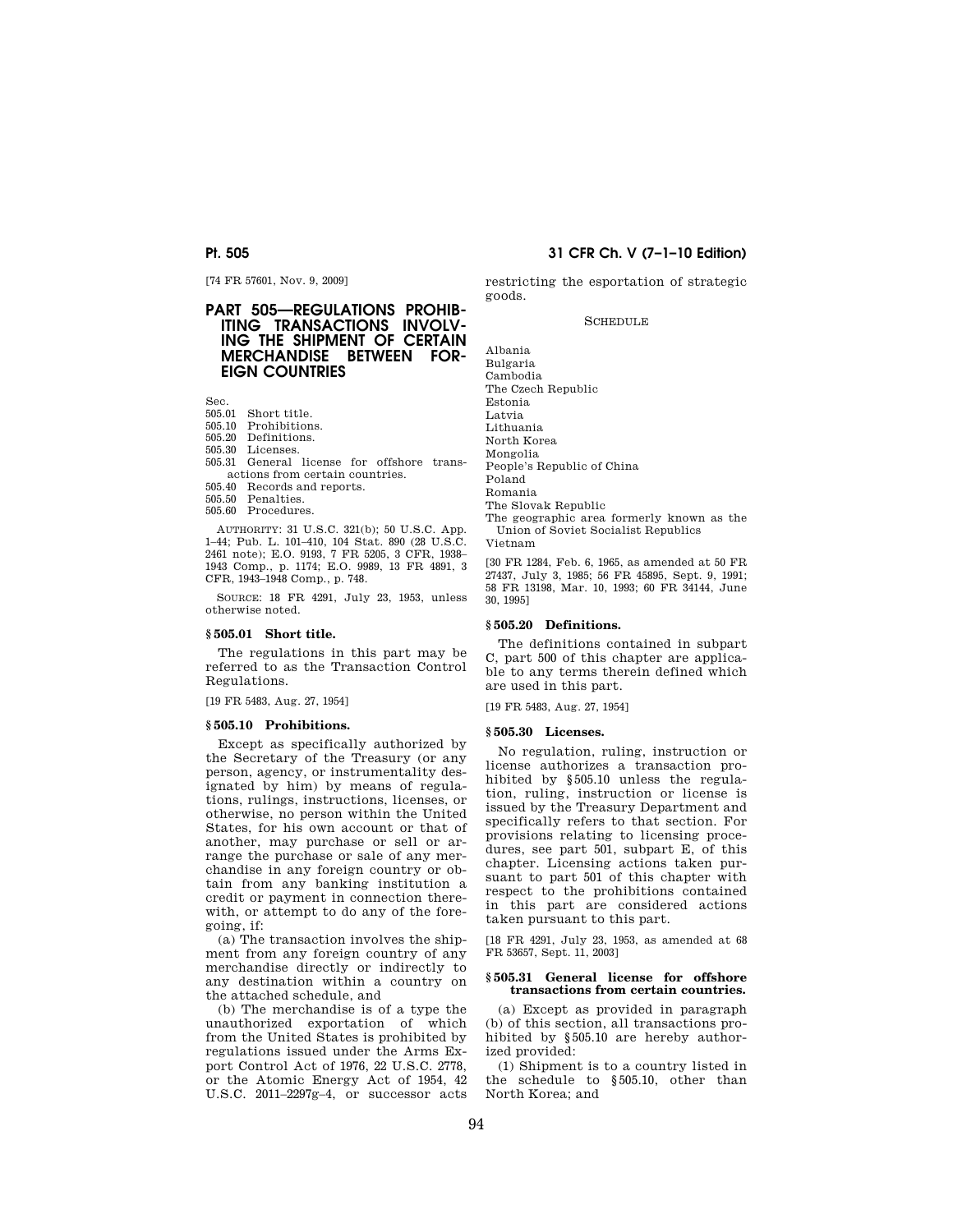[74 FR 57601, Nov. 9, 2009]

# PART 505—REGULATIONS PROHIBITING TRANSACTIONS INVOLVING THE SHIPMENT OF CERTAIN MERCHANDISE BETWEEN FOREIGN COUNTRIES

Sec.
505.01 Short title.
505.10 Prohibitions.
505.20 Definitions.
505.30 Licenses.
505.31 General license for offshore transactions from certain countries.
505.40 Records and reports.
505.50 Penalties.
505.60 Procedures.

AUTHORITY: 31 U.S.C. 321(b); 50 U.S.C. App. 1–44; Pub. L. 101–410, 104 Stat. 890 (28 U.S.C. 2461 note); E.O. 9193, 7 FR 5205, 3 CFR, 1938–1943 Comp., p. 1174; E.O. 9989, 13 FR 4891, 3 CFR, 1943–1948 Comp., p. 748.

SOURCE: 18 FR 4291, July 23, 1953, unless otherwise noted.

### § 505.01 Short title.

The regulations in this part may be referred to as the Transaction Control Regulations.

[19 FR 5483, Aug. 27, 1954]

### § 505.10 Prohibitions.

Except as specifically authorized by the Secretary of the Treasury (or any person, agency, or instrumentality designated by him) by means of regulations, rulings, instructions, licenses, or otherwise, no person within the United States, for his own account or that of another, may purchase or sell or arrange the purchase or sale of any merchandise in any foreign country or obtain from any banking institution a credit or payment in connection therewith, or attempt to do any of the foregoing, if:

(a) The transaction involves the shipment from any foreign country of any merchandise directly or indirectly to any destination within a country on the attached schedule, and

(b) The merchandise is of a type the unauthorized exportation of which from the United States is prohibited by regulations issued under the Arms Export Control Act of 1976, 22 U.S.C. 2778, or the Atomic Energy Act of 1954, 42 U.S.C. 2011–2297g–4, or successor acts restricting the esportation of strategic goods.

SCHEDULE

Albania
Bulgaria
Cambodia
The Czech Republic
Estonia
Latvia
Lithuania
North Korea
Mongolia
People's Republic of China
Poland
Romania
The Slovak Republic
The geographic area formerly known as the Union of Soviet Socialist Republics
Vietnam

[30 FR 1284, Feb. 6, 1965, as amended at 50 FR 27437, July 3, 1985; 56 FR 45895, Sept. 9, 1991; 58 FR 13198, Mar. 10, 1993; 60 FR 34144, June 30, 1995]

### § 505.20 Definitions.

The definitions contained in subpart C, part 500 of this chapter are applicable to any terms therein defined which are used in this part.

[19 FR 5483, Aug. 27, 1954]

### § 505.30 Licenses.

No regulation, ruling, instruction or license authorizes a transaction prohibited by § 505.10 unless the regulation, ruling, instruction or license is issued by the Treasury Department and specifically refers to that section. For provisions relating to licensing procedures, see part 501, subpart E, of this chapter. Licensing actions taken pursuant to part 501 of this chapter with respect to the prohibitions contained in this part are considered actions taken pursuant to this part.

[18 FR 4291, July 23, 1953, as amended at 68 FR 53657, Sept. 11, 2003]

### § 505.31 General license for offshore transactions from certain countries.

(a) Except as provided in paragraph (b) of this section, all transactions prohibited by § 505.10 are hereby authorized provided:

(1) Shipment is to a country listed in the schedule to § 505.10, other than North Korea; and